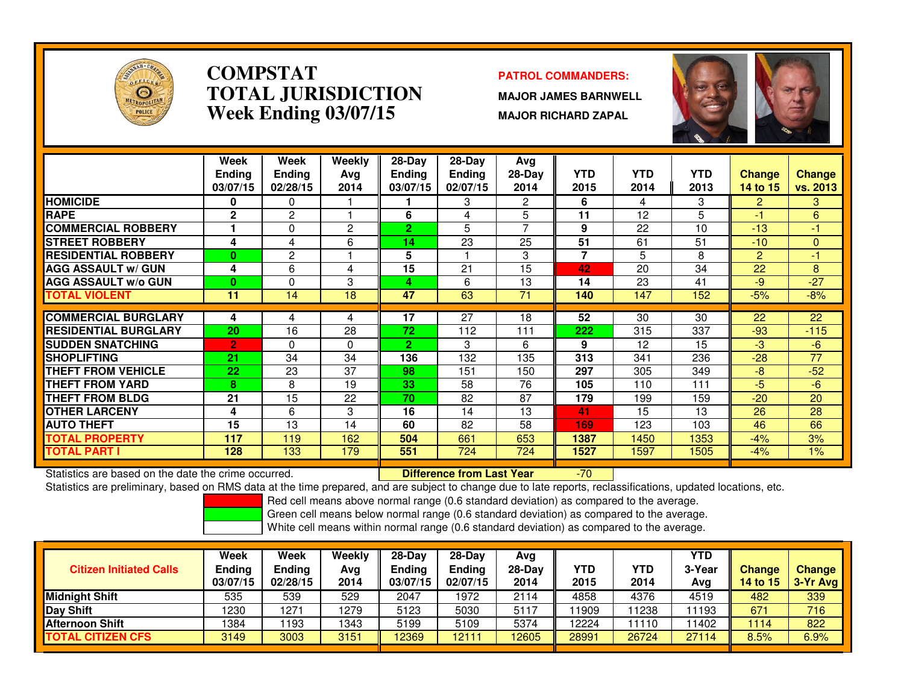# COMPSTAT
# TOTAL JURISDICTION
## Week Ending 03/07/15

**PATROL COMMANDERS:**

**MAJOR JAMES BARNWELL**

**MAJOR RICHARD ZAPAL**

| | Week Ending 03/07/15 | Week Ending 02/28/15 | Weekly Avg 2014 | 28-Day Ending 03/07/15 | 28-Day Ending 02/07/15 | Avg 28-Day 2014 | YTD 2015 | YTD 2014 | YTD 2013 | Change 14 to 15 | Change vs. 2013 |
|---|---|---|---|---|---|---|---|---|---|---|---|
| HOMICIDE | 0 | 0 | 1 | 1 | 3 | 2 | 6 | 4 | 3 | 2 | 3 |
| RAPE | 2 | 2 | 1 | 6 | 4 | 5 | 11 | 12 | 5 | -1 | 6 |
| COMMERCIAL ROBBERY | 1 | 0 | 2 | 2 | 5 | 7 | 9 | 22 | 10 | -13 | -1 |
| STREET ROBBERY | 4 | 4 | 6 | 14 | 23 | 25 | 51 | 61 | 51 | -10 | 0 |
| RESIDENTIAL ROBBERY | 0 | 2 | 1 | 5 | 1 | 3 | 7 | 5 | 8 | 2 | -1 |
| AGG ASSAULT w/ GUN | 4 | 6 | 4 | 15 | 21 | 15 | 42 | 20 | 34 | 22 | 8 |
| AGG ASSAULT w/o GUN | 0 | 0 | 3 | 4 | 6 | 13 | 14 | 23 | 41 | -9 | -27 |
| TOTAL VIOLENT | 11 | 14 | 18 | 47 | 63 | 71 | 140 | 147 | 152 | -5% | -8% |
| COMMERCIAL BURGLARY | 4 | 4 | 4 | 17 | 27 | 18 | 52 | 30 | 30 | 22 | 22 |
| RESIDENTIAL BURGLARY | 20 | 16 | 28 | 72 | 112 | 111 | 222 | 315 | 337 | -93 | -115 |
| SUDDEN SNATCHING | 2 | 0 | 0 | 2 | 3 | 6 | 9 | 12 | 15 | -3 | -6 |
| SHOPLIFTING | 21 | 34 | 34 | 136 | 132 | 135 | 313 | 341 | 236 | -28 | 77 |
| THEFT FROM VEHICLE | 22 | 23 | 37 | 98 | 151 | 150 | 297 | 305 | 349 | -8 | -52 |
| THEFT FROM YARD | 8 | 8 | 19 | 33 | 58 | 76 | 105 | 110 | 111 | -5 | -6 |
| THEFT FROM BLDG | 21 | 15 | 22 | 70 | 82 | 87 | 179 | 199 | 159 | -20 | 20 |
| OTHER LARCENY | 4 | 6 | 3 | 16 | 14 | 13 | 41 | 15 | 13 | 26 | 28 |
| AUTO THEFT | 15 | 13 | 14 | 60 | 82 | 58 | 169 | 123 | 103 | 46 | 66 |
| TOTAL PROPERTY | 117 | 119 | 162 | 504 | 661 | 653 | 1387 | 1450 | 1353 | -4% | 3% |
| TOTAL PART I | 128 | 133 | 179 | 551 | 724 | 724 | 1527 | 1597 | 1505 | -4% | 1% |

Statistics are based on the date the crime occurred. **Difference from Last Year** -70

Statistics are preliminary, based on RMS data at the time prepared, and are subject to change due to late reports, reclassifications, updated locations, etc.

Red cell means above normal range (0.6 standard deviation) as compared to the average.
Green cell means below normal range (0.6 standard deviation) as compared to the average.
White cell means within normal range (0.6 standard deviation) as compared to the average.

| Citizen Initiated Calls | Week Ending 03/07/15 | Week Ending 02/28/15 | Weekly Avg 2014 | 28-Day Ending 03/07/15 | 28-Day Ending 02/07/15 | Avg 28-Day 2014 | YTD 2015 | YTD 2014 | YTD 3-Year Avg | Change 14 to 15 | Change 3-Yr Avg |
|---|---|---|---|---|---|---|---|---|---|---|---|
| Midnight Shift | 535 | 539 | 529 | 2047 | 1972 | 2114 | 4858 | 4376 | 4519 | 482 | 339 |
| Day Shift | 1230 | 1271 | 1279 | 5123 | 5030 | 5117 | 11909 | 11238 | 11193 | 671 | 716 |
| Afternoon Shift | 1384 | 1193 | 1343 | 5199 | 5109 | 5374 | 12224 | 11110 | 11402 | 1114 | 822 |
| TOTAL CITIZEN CFS | 3149 | 3003 | 3151 | 12369 | 12111 | 12605 | 28991 | 26724 | 27114 | 8.5% | 6.9% |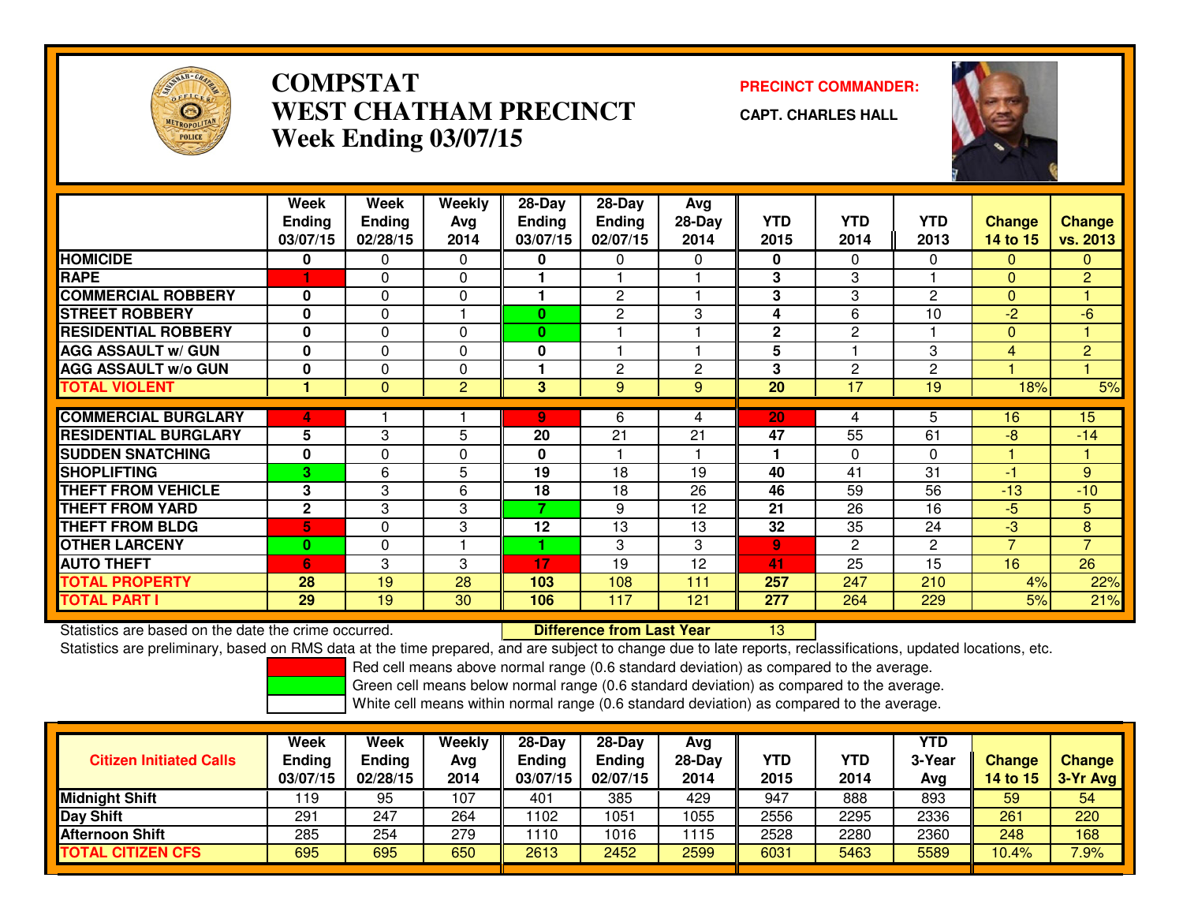# COMPSTAT
# WEST CHATHAM PRECINCT
## Week Ending 03/07/15

**PRECINCT COMMANDER:**

**CAPT. CHARLES HALL**

| | Week Ending 03/07/15 | Week Ending 02/28/15 | Weekly Avg 2014 | 28-Day Ending 03/07/15 | 28-Day Ending 02/07/15 | Avg 28-Day 2014 | YTD 2015 | YTD 2014 | YTD 2013 | Change 14 to 15 | Change vs. 2013 |
|---|---|---|---|---|---|---|---|---|---|---|---|
| HOMICIDE | 0 | 0 | 0 | 0 | 0 | 0 | 0 | 0 | 0 | 0 | 0 |
| RAPE | 1 | 0 | 0 | 1 | 1 | 1 | 3 | 3 | 1 | 0 | 2 |
| COMMERCIAL ROBBERY | 0 | 0 | 0 | 1 | 2 | 1 | 3 | 3 | 2 | 0 | 1 |
| STREET ROBBERY | 0 | 0 | 1 | 0 | 2 | 3 | 4 | 6 | 10 | -2 | -6 |
| RESIDENTIAL ROBBERY | 0 | 0 | 0 | 0 | 1 | 1 | 2 | 2 | 1 | 0 | 1 |
| AGG ASSAULT w/ GUN | 0 | 0 | 0 | 0 | 1 | 1 | 5 | 1 | 3 | 4 | 2 |
| AGG ASSAULT w/o GUN | 0 | 0 | 0 | 1 | 2 | 2 | 3 | 2 | 2 | 1 | 1 |
| TOTAL VIOLENT | 1 | 0 | 2 | 3 | 9 | 9 | 20 | 17 | 19 | 18% | 5% |
| COMMERCIAL BURGLARY | 4 | 1 | 1 | 9 | 6 | 4 | 20 | 4 | 5 | 16 | 15 |
| RESIDENTIAL BURGLARY | 5 | 3 | 5 | 20 | 21 | 21 | 47 | 55 | 61 | -8 | -14 |
| SUDDEN SNATCHING | 0 | 0 | 0 | 0 | 1 | 1 | 1 | 0 | 0 | 1 | 1 |
| SHOPLIFTING | 3 | 6 | 5 | 19 | 18 | 19 | 40 | 41 | 31 | -1 | 9 |
| THEFT FROM VEHICLE | 3 | 3 | 6 | 18 | 18 | 26 | 46 | 59 | 56 | -13 | -10 |
| THEFT FROM YARD | 2 | 3 | 3 | 7 | 9 | 12 | 21 | 26 | 16 | -5 | 5 |
| THEFT FROM BLDG | 5 | 0 | 3 | 12 | 13 | 13 | 32 | 35 | 24 | -3 | 8 |
| OTHER LARCENY | 0 | 0 | 1 | 1 | 3 | 3 | 9 | 2 | 2 | 7 | 7 |
| AUTO THEFT | 6 | 3 | 3 | 17 | 19 | 12 | 41 | 25 | 15 | 16 | 26 |
| TOTAL PROPERTY | 28 | 19 | 28 | 103 | 108 | 111 | 257 | 247 | 210 | 4% | 22% |
| TOTAL PART I | 29 | 19 | 30 | 106 | 117 | 121 | 277 | 264 | 229 | 5% | 21% |

Statistics are based on the date the crime occurred. **Difference from Last Year** 13

Statistics are preliminary, based on RMS data at the time prepared, and are subject to change due to late reports, reclassifications, updated locations, etc.

Red cell means above normal range (0.6 standard deviation) as compared to the average.
Green cell means below normal range (0.6 standard deviation) as compared to the average.
White cell means within normal range (0.6 standard deviation) as compared to the average.

| Citizen Initiated Calls | Week Ending 03/07/15 | Week Ending 02/28/15 | Weekly Avg 2014 | 28-Day Ending 03/07/15 | 28-Day Ending 02/07/15 | Avg 28-Day 2014 | YTD 2015 | YTD 2014 | YTD 3-Year Avg | Change 14 to 15 | Change 3-Yr Avg |
|---|---|---|---|---|---|---|---|---|---|---|---|
| Midnight Shift | 119 | 95 | 107 | 401 | 385 | 429 | 947 | 888 | 893 | 59 | 54 |
| Day Shift | 291 | 247 | 264 | 1102 | 1051 | 1055 | 2556 | 2295 | 2336 | 261 | 220 |
| Afternoon Shift | 285 | 254 | 279 | 1110 | 1016 | 1115 | 2528 | 2280 | 2360 | 248 | 168 |
| TOTAL CITIZEN CFS | 695 | 695 | 650 | 2613 | 2452 | 2599 | 6031 | 5463 | 5589 | 10.4% | 7.9% |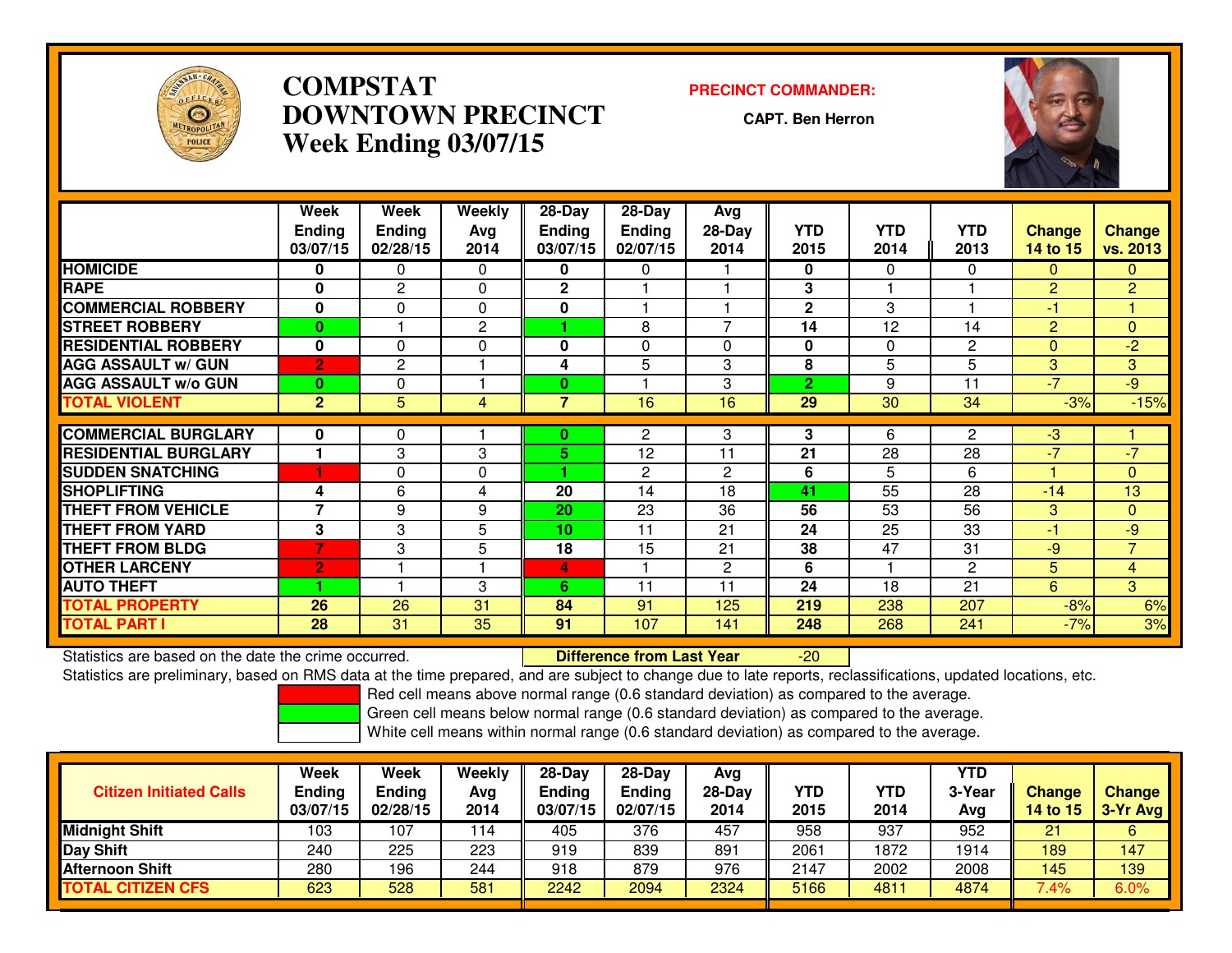# COMPSTAT
# DOWNTOWN PRECINCT
# Week Ending 03/07/15

**PRECINCT COMMANDER:**

**CAPT. Ben Herron**

| | Week Ending 03/07/15 | Week Ending 02/28/15 | Weekly Avg 2014 | 28-Day Ending 03/07/15 | 28-Day Ending 02/07/15 | Avg 28-Day 2014 | YTD 2015 | YTD 2014 | YTD 2013 | Change 14 to 15 | Change vs. 2013 |
|---|---|---|---|---|---|---|---|---|---|---|---|
| HOMICIDE | 0 | 0 | 0 | 0 | 0 | 1 | 0 | 0 | 0 | 0 | 0 |
| RAPE | 0 | 2 | 0 | 2 | 1 | 1 | 3 | 1 | 1 | 2 | 2 |
| COMMERCIAL ROBBERY | 0 | 0 | 0 | 0 | 1 | 1 | 2 | 3 | 1 | -1 | 1 |
| STREET ROBBERY | 0 | 1 | 2 | 1 | 8 | 7 | 14 | 12 | 14 | 2 | 0 |
| RESIDENTIAL ROBBERY | 0 | 0 | 0 | 0 | 0 | 0 | 0 | 0 | 2 | 0 | -2 |
| AGG ASSAULT w/ GUN | 2 | 2 | 1 | 4 | 5 | 3 | 8 | 5 | 5 | 3 | 3 |
| AGG ASSAULT w/o GUN | 0 | 0 | 1 | 0 | 1 | 3 | 2 | 9 | 11 | -7 | -9 |
| **TOTAL VIOLENT** | 2 | 5 | 4 | 7 | 16 | 16 | 29 | 30 | 34 | -3% | -15% |
| COMMERCIAL BURGLARY | 0 | 0 | 1 | 0 | 2 | 3 | 3 | 6 | 2 | -3 | 1 |
| RESIDENTIAL BURGLARY | 1 | 3 | 3 | 5 | 12 | 11 | 21 | 28 | 28 | -7 | -7 |
| SUDDEN SNATCHING | 1 | 0 | 0 | 1 | 2 | 2 | 6 | 5 | 6 | 1 | 0 |
| SHOPLIFTING | 4 | 6 | 4 | 20 | 14 | 18 | 41 | 55 | 28 | -14 | 13 |
| THEFT FROM VEHICLE | 7 | 9 | 9 | 20 | 23 | 36 | 56 | 53 | 56 | 3 | 0 |
| THEFT FROM YARD | 3 | 3 | 5 | 10 | 11 | 21 | 24 | 25 | 33 | -1 | -9 |
| THEFT FROM BLDG | 7 | 3 | 5 | 18 | 15 | 21 | 38 | 47 | 31 | -9 | 7 |
| OTHER LARCENY | 2 | 1 | 1 | 4 | 1 | 2 | 6 | 1 | 2 | 5 | 4 |
| AUTO THEFT | 1 | 1 | 3 | 6 | 11 | 11 | 24 | 18 | 21 | 6 | 3 |
| **TOTAL PROPERTY** | 26 | 26 | 31 | 84 | 91 | 125 | 219 | 238 | 207 | -8% | 6% |
| **TOTAL PART I** | 28 | 31 | 35 | 91 | 107 | 141 | 248 | 268 | 241 | -7% | 3% |

Statistics are based on the date the crime occurred. **Difference from Last Year** -20

Statistics are preliminary, based on RMS data at the time prepared, and are subject to change due to late reports, reclassifications, updated locations, etc.

Red cell means above normal range (0.6 standard deviation) as compared to the average.
Green cell means below normal range (0.6 standard deviation) as compared to the average.
White cell means within normal range (0.6 standard deviation) as compared to the average.

| Citizen Initiated Calls | Week Ending 03/07/15 | Week Ending 02/28/15 | Weekly Avg 2014 | 28-Day Ending 03/07/15 | 28-Day Ending 02/07/15 | Avg 28-Day 2014 | YTD 2015 | YTD 2014 | YTD 3-Year Avg | Change 14 to 15 | Change 3-Yr Avg |
|---|---|---|---|---|---|---|---|---|---|---|---|
| Midnight Shift | 103 | 107 | 114 | 405 | 376 | 457 | 958 | 937 | 952 | 21 | 6 |
| Day Shift | 240 | 225 | 223 | 919 | 839 | 891 | 2061 | 1872 | 1914 | 189 | 147 |
| Afternoon Shift | 280 | 196 | 244 | 918 | 879 | 976 | 2147 | 2002 | 2008 | 145 | 139 |
| **TOTAL CITIZEN CFS** | 623 | 528 | 581 | 2242 | 2094 | 2324 | 5166 | 4811 | 4874 | 7.4% | 6.0% |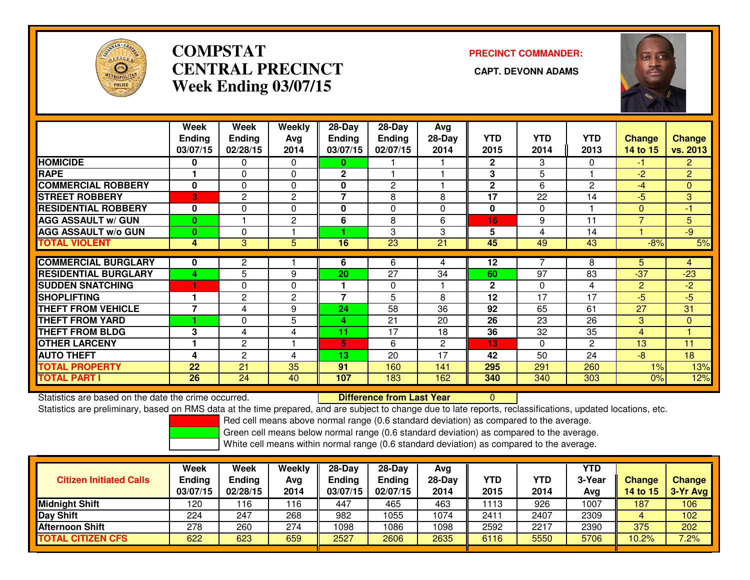# COMPSTAT
# CENTRAL PRECINCT
# Week Ending 03/07/15

**PRECINCT COMMANDER:**

**CAPT. DEVONN ADAMS**

| | Week Ending 03/07/15 | Week Ending 02/28/15 | Weekly Avg 2014 | 28-Day Ending 03/07/15 | 28-Day Ending 02/07/15 | Avg 28-Day 2014 | YTD 2015 | YTD 2014 | YTD 2013 | Change 14 to 15 | Change vs. 2013 |
|---|---|---|---|---|---|---|---|---|---|---|---|
| HOMICIDE | 0 | 0 | 0 | 0 | 1 | 1 | 2 | 3 | 0 | -1 | 2 |
| RAPE | 1 | 0 | 0 | 2 | 1 | 1 | 3 | 5 | 1 | -2 | 2 |
| COMMERCIAL ROBBERY | 0 | 0 | 0 | 0 | 2 | 1 | 2 | 6 | 2 | -4 | 0 |
| STREET ROBBERY | 3 | 2 | 2 | 7 | 8 | 8 | 17 | 22 | 14 | -5 | 3 |
| RESIDENTIAL ROBBERY | 0 | 0 | 0 | 0 | 0 | 0 | 0 | 0 | 1 | 0 | -1 |
| AGG ASSAULT w/ GUN | 0 | 1 | 2 | 6 | 8 | 6 | 16 | 9 | 11 | 7 | 5 |
| AGG ASSAULT w/o GUN | 0 | 0 | 1 | 1 | 3 | 3 | 5 | 4 | 14 | 1 | -9 |
| TOTAL VIOLENT | 4 | 3 | 5 | 16 | 23 | 21 | 45 | 49 | 43 | -8% | 5% |
| COMMERCIAL BURGLARY | 0 | 2 | 1 | 6 | 6 | 4 | 12 | 7 | 8 | 5 | 4 |
| RESIDENTIAL BURGLARY | 4 | 5 | 9 | 20 | 27 | 34 | 60 | 97 | 83 | -37 | -23 |
| SUDDEN SNATCHING | 1 | 0 | 0 | 1 | 0 | 1 | 2 | 0 | 4 | 2 | -2 |
| SHOPLIFTING | 1 | 2 | 2 | 7 | 5 | 8 | 12 | 17 | 17 | -5 | -5 |
| THEFT FROM VEHICLE | 7 | 4 | 9 | 24 | 58 | 36 | 92 | 65 | 61 | 27 | 31 |
| THEFT FROM YARD | 1 | 0 | 5 | 4 | 21 | 20 | 26 | 23 | 26 | 3 | 0 |
| THEFT FROM BLDG | 3 | 4 | 4 | 11 | 17 | 18 | 36 | 32 | 35 | 4 | 1 |
| OTHER LARCENY | 1 | 2 | 1 | 5 | 6 | 2 | 13 | 0 | 2 | 13 | 11 |
| AUTO THEFT | 4 | 2 | 4 | 13 | 20 | 17 | 42 | 50 | 24 | -8 | 18 |
| TOTAL PROPERTY | 22 | 21 | 35 | 91 | 160 | 141 | 295 | 291 | 260 | 1% | 13% |
| TOTAL PART I | 26 | 24 | 40 | 107 | 183 | 162 | 340 | 340 | 303 | 0% | 12% |

Statistics are based on the date the crime occurred. **Difference from Last Year** 0

Statistics are preliminary, based on RMS data at the time prepared, and are subject to change due to late reports, reclassifications, updated locations, etc.

Red cell means above normal range (0.6 standard deviation) as compared to the average.

Green cell means below normal range (0.6 standard deviation) as compared to the average.

White cell means within normal range (0.6 standard deviation) as compared to the average.

| Citizen Initiated Calls | Week Ending 03/07/15 | Week Ending 02/28/15 | Weekly Avg 2014 | 28-Day Ending 03/07/15 | 28-Day Ending 02/07/15 | Avg 28-Day 2014 | YTD 2015 | YTD 2014 | YTD 3-Year Avg | Change 14 to 15 | Change 3-Yr Avg |
|---|---|---|---|---|---|---|---|---|---|---|---|
| Midnight Shift | 120 | 116 | 116 | 447 | 465 | 463 | 1113 | 926 | 1007 | 187 | 106 |
| Day Shift | 224 | 247 | 268 | 982 | 1055 | 1074 | 2411 | 2407 | 2309 | 4 | 102 |
| Afternoon Shift | 278 | 260 | 274 | 1098 | 1086 | 1098 | 2592 | 2217 | 2390 | 375 | 202 |
| TOTAL CITIZEN CFS | 622 | 623 | 659 | 2527 | 2606 | 2635 | 6116 | 5550 | 5706 | 10.2% | 7.2% |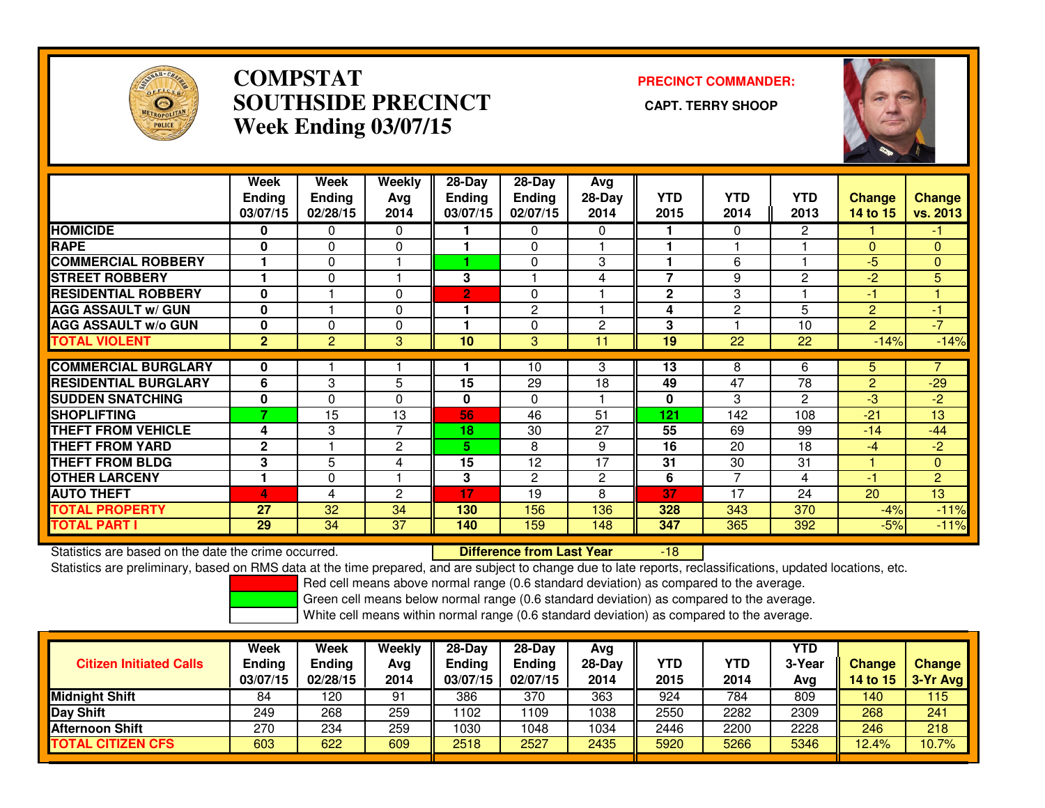# COMPSTAT
# SOUTHSIDE PRECINCT
# Week Ending 03/07/15

**PRECINCT COMMANDER:**

**CAPT. TERRY SHOOP**

| | Week Ending 03/07/15 | Week Ending 02/28/15 | Weekly Avg 2014 | 28-Day Ending 03/07/15 | 28-Day Ending 02/07/15 | Avg 28-Day 2014 | YTD 2015 | YTD 2014 | YTD 2013 | Change 14 to 15 | Change vs. 2013 |
|---|---|---|---|---|---|---|---|---|---|---|---|
| HOMICIDE | 0 | 0 | 0 | 1 | 0 | 0 | 1 | 0 | 2 | 1 | -1 |
| RAPE | 0 | 0 | 0 | 1 | 0 | 1 | 1 | 1 | 1 | 0 | 0 |
| COMMERCIAL ROBBERY | 1 | 0 | 1 | 1 | 0 | 3 | 1 | 6 | 1 | -5 | 0 |
| STREET ROBBERY | 1 | 0 | 1 | 3 | 1 | 4 | 7 | 9 | 2 | -2 | 5 |
| RESIDENTIAL ROBBERY | 0 | 1 | 0 | 2 | 0 | 1 | 2 | 3 | 1 | -1 | 1 |
| AGG ASSAULT w/ GUN | 0 | 1 | 0 | 1 | 2 | 1 | 4 | 2 | 5 | 2 | -1 |
| AGG ASSAULT w/o GUN | 0 | 0 | 0 | 1 | 0 | 2 | 3 | 1 | 10 | 2 | -7 |
| TOTAL VIOLENT | 2 | 2 | 3 | 10 | 3 | 11 | 19 | 22 | 22 | -14% | -14% |
| COMMERCIAL BURGLARY | 0 | 1 | 1 | 1 | 10 | 3 | 13 | 8 | 6 | 5 | 7 |
| RESIDENTIAL BURGLARY | 6 | 3 | 5 | 15 | 29 | 18 | 49 | 47 | 78 | 2 | -29 |
| SUDDEN SNATCHING | 0 | 0 | 0 | 0 | 0 | 1 | 0 | 3 | 2 | -3 | -2 |
| SHOPLIFTING | 7 | 15 | 13 | 56 | 46 | 51 | 121 | 142 | 108 | -21 | 13 |
| THEFT FROM VEHICLE | 4 | 3 | 7 | 18 | 30 | 27 | 55 | 69 | 99 | -14 | -44 |
| THEFT FROM YARD | 2 | 1 | 2 | 5 | 8 | 9 | 16 | 20 | 18 | -4 | -2 |
| THEFT FROM BLDG | 3 | 5 | 4 | 15 | 12 | 17 | 31 | 30 | 31 | 1 | 0 |
| OTHER LARCENY | 1 | 0 | 1 | 3 | 2 | 2 | 6 | 7 | 4 | -1 | 2 |
| AUTO THEFT | 4 | 4 | 2 | 17 | 19 | 8 | 37 | 17 | 24 | 20 | 13 |
| TOTAL PROPERTY | 27 | 32 | 34 | 130 | 156 | 136 | 328 | 343 | 370 | -4% | -11% |
| TOTAL PART I | 29 | 34 | 37 | 140 | 159 | 148 | 347 | 365 | 392 | -5% | -11% |

Statistics are based on the date the crime occurred. **Difference from Last Year** -18

Statistics are preliminary, based on RMS data at the time prepared, and are subject to change due to late reports, reclassifications, updated locations, etc.

Red cell means above normal range (0.6 standard deviation) as compared to the average.
Green cell means below normal range (0.6 standard deviation) as compared to the average.
White cell means within normal range (0.6 standard deviation) as compared to the average.

| Citizen Initiated Calls | Week Ending 03/07/15 | Week Ending 02/28/15 | Weekly Avg 2014 | 28-Day Ending 03/07/15 | 28-Day Ending 02/07/15 | Avg 28-Day 2014 | YTD 2015 | YTD 2014 | YTD 3-Year Avg | Change 14 to 15 | Change 3-Yr Avg |
|---|---|---|---|---|---|---|---|---|---|---|---|
| Midnight Shift | 84 | 120 | 91 | 386 | 370 | 363 | 924 | 784 | 809 | 140 | 115 |
| Day Shift | 249 | 268 | 259 | 1102 | 1109 | 1038 | 2550 | 2282 | 2309 | 268 | 241 |
| Afternoon Shift | 270 | 234 | 259 | 1030 | 1048 | 1034 | 2446 | 2200 | 2228 | 246 | 218 |
| TOTAL CITIZEN CFS | 603 | 622 | 609 | 2518 | 2527 | 2435 | 5920 | 5266 | 5346 | 12.4% | 10.7% |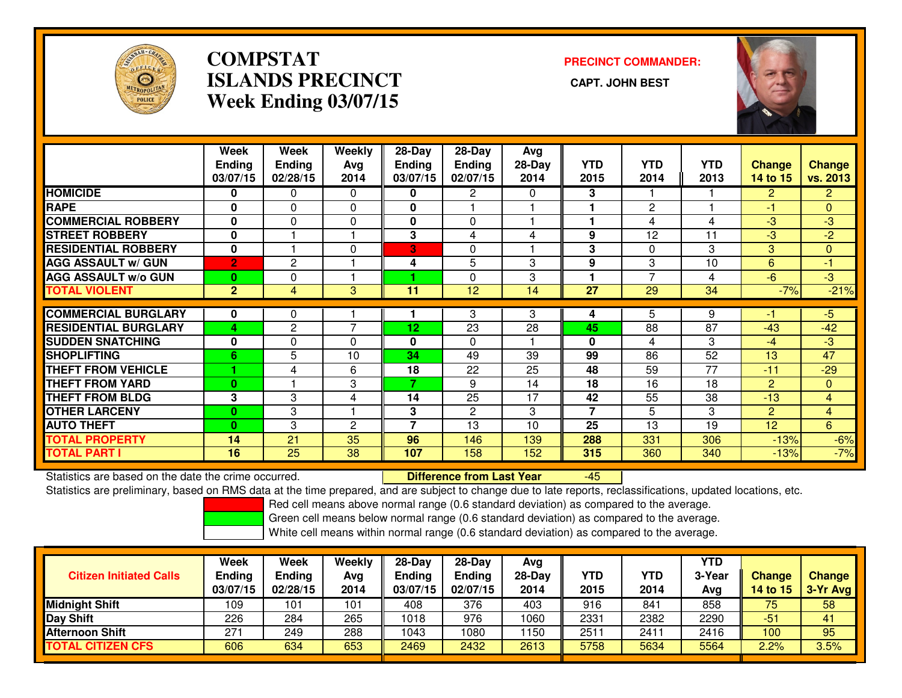# COMPSTAT
# ISLANDS PRECINCT
## Week Ending 03/07/15

**PRECINCT COMMANDER:**

**CAPT. JOHN BEST**

| | Week Ending 03/07/15 | Week Ending 02/28/15 | Weekly Avg 2014 | 28-Day Ending 03/07/15 | 28-Day Ending 02/07/15 | Avg 28-Day 2014 | YTD 2015 | YTD 2014 | YTD 2013 | Change 14 to 15 | Change vs. 2013 |
|---|---|---|---|---|---|---|---|---|---|---|---|
| HOMICIDE | 0 | 0 | 0 | 0 | 2 | 0 | 3 | 1 | 1 | 2 | 2 |
| RAPE | 0 | 0 | 0 | 0 | 1 | 1 | 1 | 2 | 1 | -1 | 0 |
| COMMERCIAL ROBBERY | 0 | 0 | 0 | 0 | 0 | 1 | 1 | 4 | 4 | -3 | -3 |
| STREET ROBBERY | 0 | 1 | 1 | 3 | 4 | 4 | 9 | 12 | 11 | -3 | -2 |
| RESIDENTIAL ROBBERY | 0 | 1 | 0 | 3 | 0 | 1 | 3 | 0 | 3 | 3 | 0 |
| AGG ASSAULT w/ GUN | 2 | 2 | 1 | 4 | 5 | 3 | 9 | 3 | 10 | 6 | -1 |
| AGG ASSAULT w/o GUN | 0 | 0 | 1 | 1 | 0 | 3 | 1 | 7 | 4 | -6 | -3 |
| TOTAL VIOLENT | 2 | 4 | 3 | 11 | 12 | 14 | 27 | 29 | 34 | -7% | -21% |
| COMMERCIAL BURGLARY | 0 | 0 | 1 | 1 | 3 | 3 | 4 | 5 | 9 | -1 | -5 |
| RESIDENTIAL BURGLARY | 4 | 2 | 7 | 12 | 23 | 28 | 45 | 88 | 87 | -43 | -42 |
| SUDDEN SNATCHING | 0 | 0 | 0 | 0 | 0 | 1 | 0 | 4 | 3 | -4 | -3 |
| SHOPLIFTING | 6 | 5 | 10 | 34 | 49 | 39 | 99 | 86 | 52 | 13 | 47 |
| THEFT FROM VEHICLE | 1 | 4 | 6 | 18 | 22 | 25 | 48 | 59 | 77 | -11 | -29 |
| THEFT FROM YARD | 0 | 1 | 3 | 7 | 9 | 14 | 18 | 16 | 18 | 2 | 0 |
| THEFT FROM BLDG | 3 | 3 | 4 | 14 | 25 | 17 | 42 | 55 | 38 | -13 | 4 |
| OTHER LARCENY | 0 | 3 | 1 | 3 | 2 | 3 | 7 | 5 | 3 | 2 | 4 |
| AUTO THEFT | 0 | 3 | 2 | 7 | 13 | 10 | 25 | 13 | 19 | 12 | 6 |
| TOTAL PROPERTY | 14 | 21 | 35 | 96 | 146 | 139 | 288 | 331 | 306 | -13% | -6% |
| TOTAL PART I | 16 | 25 | 38 | 107 | 158 | 152 | 315 | 360 | 340 | -13% | -7% |

Statistics are based on the date the crime occurred. **Difference from Last Year** -45

Statistics are preliminary, based on RMS data at the time prepared, and are subject to change due to late reports, reclassifications, updated locations, etc.

Red cell means above normal range (0.6 standard deviation) as compared to the average.

Green cell means below normal range (0.6 standard deviation) as compared to the average.

White cell means within normal range (0.6 standard deviation) as compared to the average.

| Citizen Initiated Calls | Week Ending 03/07/15 | Week Ending 02/28/15 | Weekly Avg 2014 | 28-Day Ending 03/07/15 | 28-Day Ending 02/07/15 | Avg 28-Day 2014 | YTD 2015 | YTD 2014 | YTD 3-Year Avg | Change 14 to 15 | Change 3-Yr Avg |
|---|---|---|---|---|---|---|---|---|---|---|---|
| Midnight Shift | 109 | 101 | 101 | 408 | 376 | 403 | 916 | 841 | 858 | 75 | 58 |
| Day Shift | 226 | 284 | 265 | 1018 | 976 | 1060 | 2331 | 2382 | 2290 | -51 | 41 |
| Afternoon Shift | 271 | 249 | 288 | 1043 | 1080 | 1150 | 2511 | 2411 | 2416 | 100 | 95 |
| TOTAL CITIZEN CFS | 606 | 634 | 653 | 2469 | 2432 | 2613 | 5758 | 5634 | 5564 | 2.2% | 3.5% |